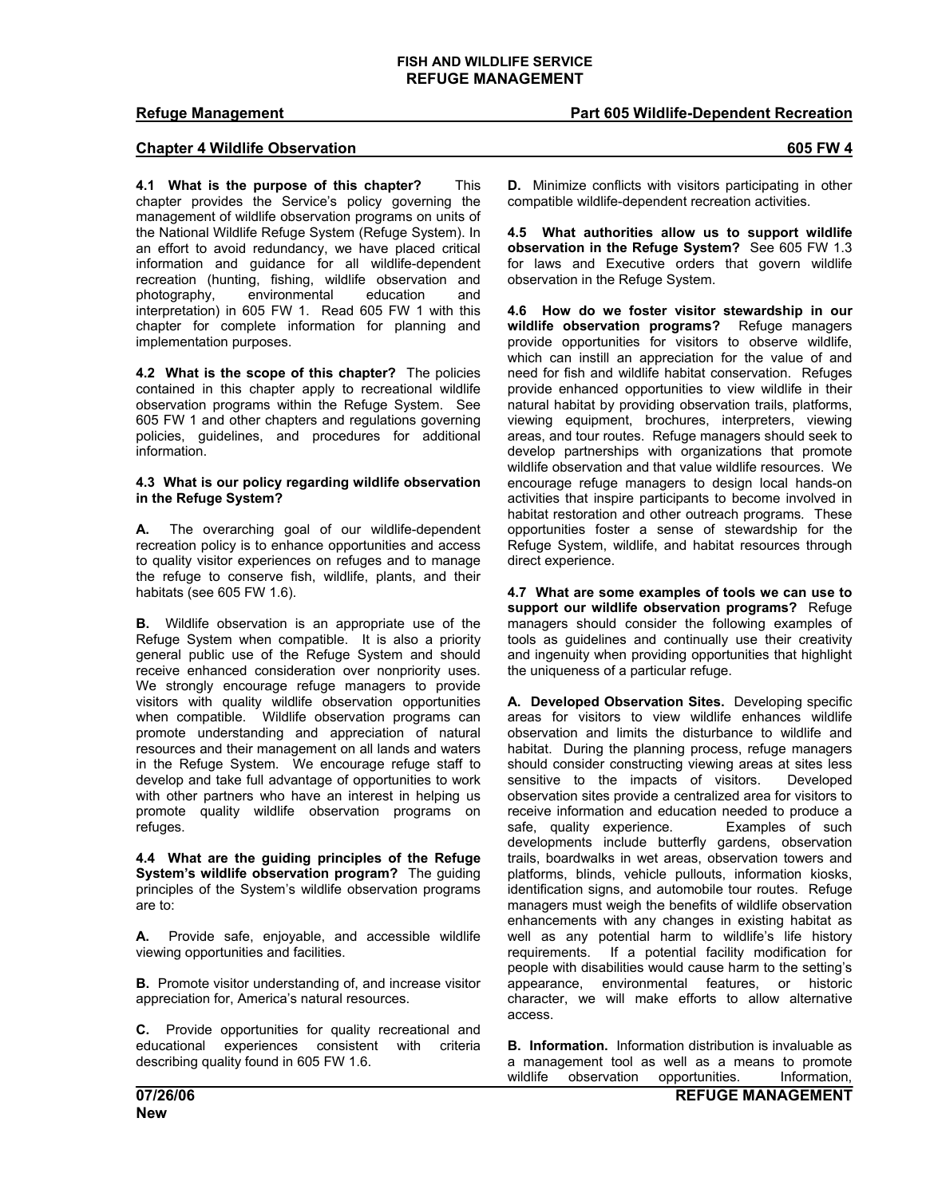FISH AND WILDLIFE SERVICE
**REFUGE MANAGEMENT**

**Refuge Management** **Part 605 Wildlife-Dependent Recreation**

**Chapter 4 Wildlife Observation** **605 FW 4**

**4.1 What is the purpose of this chapter?** This chapter provides the Service's policy governing the management of wildlife observation programs on units of the National Wildlife Refuge System (Refuge System). In an effort to avoid redundancy, we have placed critical information and guidance for all wildlife-dependent recreation (hunting, fishing, wildlife observation and photography, environmental education and interpretation) in 605 FW 1. Read 605 FW 1 with this chapter for complete information for planning and implementation purposes.

**4.2 What is the scope of this chapter?** The policies contained in this chapter apply to recreational wildlife observation programs within the Refuge System. See 605 FW 1 and other chapters and regulations governing policies, guidelines, and procedures for additional information.

**4.3 What is our policy regarding wildlife observation in the Refuge System?**

**A.** The overarching goal of our wildlife-dependent recreation policy is to enhance opportunities and access to quality visitor experiences on refuges and to manage the refuge to conserve fish, wildlife, plants, and their habitats (see 605 FW 1.6).

**B.** Wildlife observation is an appropriate use of the Refuge System when compatible. It is also a priority general public use of the Refuge System and should receive enhanced consideration over nonpriority uses. We strongly encourage refuge managers to provide visitors with quality wildlife observation opportunities when compatible. Wildlife observation programs can promote understanding and appreciation of natural resources and their management on all lands and waters in the Refuge System. We encourage refuge staff to develop and take full advantage of opportunities to work with other partners who have an interest in helping us promote quality wildlife observation programs on refuges.

**4.4 What are the guiding principles of the Refuge System's wildlife observation program?** The guiding principles of the System's wildlife observation programs are to:

**A.** Provide safe, enjoyable, and accessible wildlife viewing opportunities and facilities.

**B.** Promote visitor understanding of, and increase visitor appreciation for, America's natural resources.

**C.** Provide opportunities for quality recreational and educational experiences consistent with criteria describing quality found in 605 FW 1.6.

**D.** Minimize conflicts with visitors participating in other compatible wildlife-dependent recreation activities.

**4.5 What authorities allow us to support wildlife observation in the Refuge System?** See 605 FW 1.3 for laws and Executive orders that govern wildlife observation in the Refuge System.

**4.6 How do we foster visitor stewardship in our wildlife observation programs?** Refuge managers provide opportunities for visitors to observe wildlife, which can instill an appreciation for the value of and need for fish and wildlife habitat conservation. Refuges provide enhanced opportunities to view wildlife in their natural habitat by providing observation trails, platforms, viewing equipment, brochures, interpreters, viewing areas, and tour routes. Refuge managers should seek to develop partnerships with organizations that promote wildlife observation and that value wildlife resources. We encourage refuge managers to design local hands-on activities that inspire participants to become involved in habitat restoration and other outreach programs. These opportunities foster a sense of stewardship for the Refuge System, wildlife, and habitat resources through direct experience.

**4.7 What are some examples of tools we can use to support our wildlife observation programs?** Refuge managers should consider the following examples of tools as guidelines and continually use their creativity and ingenuity when providing opportunities that highlight the uniqueness of a particular refuge.

**A. Developed Observation Sites.** Developing specific areas for visitors to view wildlife enhances wildlife observation and limits the disturbance to wildlife and habitat. During the planning process, refuge managers should consider constructing viewing areas at sites less sensitive to the impacts of visitors. Developed observation sites provide a centralized area for visitors to receive information and education needed to produce a safe, quality experience. Examples of such developments include butterfly gardens, observation trails, boardwalks in wet areas, observation towers and platforms, blinds, vehicle pullouts, information kiosks, identification signs, and automobile tour routes. Refuge managers must weigh the benefits of wildlife observation enhancements with any changes in existing habitat as well as any potential harm to wildlife's life history requirements. If a potential facility modification for people with disabilities would cause harm to the setting's appearance, environmental features, or historic character, we will make efforts to allow alternative access.

**B. Information.** Information distribution is invaluable as a management tool as well as a means to promote wildlife observation opportunities. Information,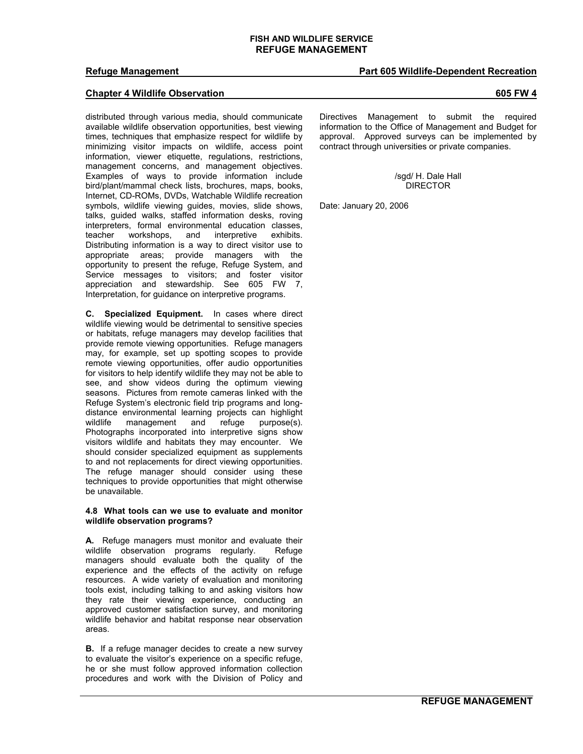distributed through various media, should communicate available wildlife observation opportunities, best viewing times, techniques that emphasize respect for wildlife by minimizing visitor impacts on wildlife, access point information, viewer etiquette, regulations, restrictions, management concerns, and management objectives. Examples of ways to provide information include bird/plant/mammal check lists, brochures, maps, books, Internet, CD-ROMs, DVDs, Watchable Wildlife recreation symbols, wildlife viewing guides, movies, slide shows, talks, guided walks, staffed information desks, roving interpreters, formal environmental education classes, teacher workshops, and interpretive exhibits. Distributing information is a way to direct visitor use to appropriate areas; provide managers with the opportunity to present the refuge, Refuge System, and Service messages to visitors; and foster visitor appreciation and stewardship. See 605 FW 7, Interpretation, for guidance on interpretive programs.

**C. Specialized Equipment.** In cases where direct wildlife viewing would be detrimental to sensitive species or habitats, refuge managers may develop facilities that provide remote viewing opportunities. Refuge managers may, for example, set up spotting scopes to provide remote viewing opportunities, offer audio opportunities for visitors to help identify wildlife they may not be able to see, and show videos during the optimum viewing seasons. Pictures from remote cameras linked with the Refuge System's electronic field trip programs and long-distance environmental learning projects can highlight wildlife management and refuge purpose(s). Photographs incorporated into interpretive signs show visitors wildlife and habitats they may encounter. We should consider specialized equipment as supplements to and not replacements for direct viewing opportunities. The refuge manager should consider using these techniques to provide opportunities that might otherwise be unavailable.

**4.8 What tools can we use to evaluate and monitor wildlife observation programs?**

**A.** Refuge managers must monitor and evaluate their wildlife observation programs regularly. Refuge managers should evaluate both the quality of the experience and the effects of the activity on refuge resources. A wide variety of evaluation and monitoring tools exist, including talking to and asking visitors how they rate their viewing experience, conducting an approved customer satisfaction survey, and monitoring wildlife behavior and habitat response near observation areas.

**B.** If a refuge manager decides to create a new survey to evaluate the visitor's experience on a specific refuge, he or she must follow approved information collection procedures and work with the Division of Policy and Directives Management to submit the required information to the Office of Management and Budget for approval. Approved surveys can be implemented by contract through universities or private companies.

/sgd/ H. Dale Hall
DIRECTOR

Date: January 20, 2006